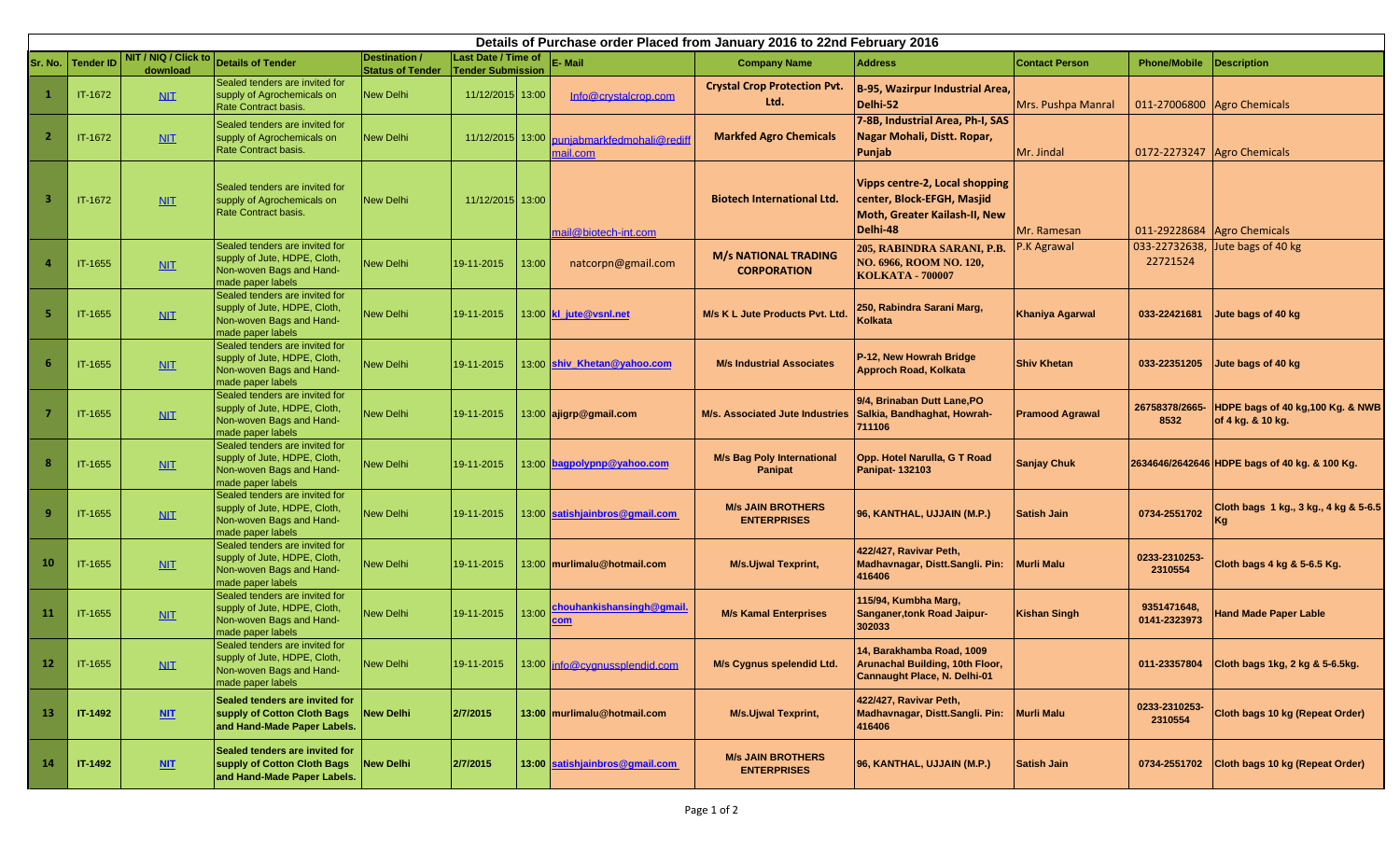# Details of Purchase order Placed from January 2016 to 22nd February 2016

| Sr. No. | Tender ID | NIT / NIQ / Click to download | Details of Tender | Destination / Status of Tender | Last Date / Time of Tender Submission | | E- Mail | Company Name | Address | Contact Person | Phone/Mobile | Description |
|---|---|---|---|---|---|---|---|---|---|---|---|---|
| 1 | IT-1672 | NIT | Sealed tenders are invited for supply of Agrochemicals on Rate Contract basis. | New Delhi | 11/12/2015 | 13:00 | Info@crystalcrop.com | Crystal Crop Protection Pvt. Ltd. | B-95, Wazirpur Industrial Area, Delhi-52 | Mrs. Pushpa Manral | 011-27006800 | Agro Chemicals |
| 2 | IT-1672 | NIT | Sealed tenders are invited for supply of Agrochemicals on Rate Contract basis. | New Delhi | 11/12/2015 | 13:00 | punjabmarkfedmohali@rediffmail.com | Markfed Agro Chemicals | 7-8B, Industrial Area, Ph-I, SAS Nagar Mohali, Distt. Ropar, Punjab | Mr. Jindal | 0172-2273247 | Agro Chemicals |
| 3 | IT-1672 | NIT | Sealed tenders are invited for supply of Agrochemicals on Rate Contract basis. | New Delhi | 11/12/2015 | 13:00 | mail@biotech-int.com | Biotech International Ltd. | Vipps centre-2, Local shopping center, Block-EFGH, Masjid Moth, Greater Kailash-II, New Delhi-48 | Mr. Ramesan | 011-29228684 | Agro Chemicals |
| 4 | IT-1655 | NIT | Sealed tenders are invited for supply of Jute, HDPE, Cloth, Non-woven Bags and Hand-made paper labels | New Delhi | 19-11-2015 | 13:00 | natcorpn@gmail.com | M/s NATIONAL TRADING CORPORATION | 205, RABINDRA SARANI, P.B. NO. 6966, ROOM NO. 120, KOLKATA - 700007 | P.K Agrawal | 033-22732638, 22721524 | Jute bags of 40 kg |
| 5 | IT-1655 | NIT | Sealed tenders are invited for supply of Jute, HDPE, Cloth, Non-woven Bags and Hand-made paper labels | New Delhi | 19-11-2015 | 13:00 | kl_jute@vsnl.net | M/s K L Jute Products Pvt. Ltd. | 250, Rabindra Sarani Marg, Kolkata | Khaniya Agarwal | 033-22421681 | Jute bags of 40 kg |
| 6 | IT-1655 | NIT | Sealed tenders are invited for supply of Jute, HDPE, Cloth, Non-woven Bags and Hand-made paper labels | New Delhi | 19-11-2015 | 13:00 | shiv_Khetan@yahoo.com | M/s Industrial Associates | P-12, New Howrah Bridge Approch Road, Kolkata | Shiv Khetan | 033-22351205 | Jute bags of 40 kg |
| 7 | IT-1655 | NIT | Sealed tenders are invited for supply of Jute, HDPE, Cloth, Non-woven Bags and Hand-made paper labels | New Delhi | 19-11-2015 | 13:00 | ajigrp@gmail.com | M/s. Associated Jute Industries | 9/4, Brinaban Dutt Lane,PO Salkia, Bandhaghat, Howrah-711106 | Pramood Agrawal | 26758378/2665-8532 | HDPE bags of 40 kg,100 Kg. & NWB of 4 kg. & 10 kg. |
| 8 | IT-1655 | NIT | Sealed tenders are invited for supply of Jute, HDPE, Cloth, Non-woven Bags and Hand-made paper labels | New Delhi | 19-11-2015 | 13:00 | bagpolypnp@yahoo.com | M/s Bag Poly International Panipat | Opp. Hotel Narulla, G T Road Panipat- 132103 | Sanjay Chuk | 2634646/2642646 | HDPE bags of 40 kg. & 100 Kg. |
| 9 | IT-1655 | NIT | Sealed tenders are invited for supply of Jute, HDPE, Cloth, Non-woven Bags and Hand-made paper labels | New Delhi | 19-11-2015 | 13:00 | satishjainbros@gmail.com | M/s JAIN BROTHERS ENTERPRISES | 96, KANTHAL, UJJAIN (M.P.) | Satish Jain | 0734-2551702 | Cloth bags 1 kg., 3 kg., 4 kg & 5-6.5 Kg |
| 10 | IT-1655 | NIT | Sealed tenders are invited for supply of Jute, HDPE, Cloth, Non-woven Bags and Hand-made paper labels | New Delhi | 19-11-2015 | 13:00 | murlimalu@hotmail.com | M/s.Ujwal Texprint, | 422/427, Ravivar Peth, Madhavnagar, Distt.Sangli. Pin: 416406 | Murli Malu | 0233-2310253-2310554 | Cloth bags 4 kg & 5-6.5 Kg. |
| 11 | IT-1655 | NIT | Sealed tenders are invited for supply of Jute, HDPE, Cloth, Non-woven Bags and Hand-made paper labels | New Delhi | 19-11-2015 | 13:00 | chouhankishansingh@gmail.com | M/s Kamal Enterprises | 115/94, Kumbha Marg, Sanganer,tonk Road Jaipur-302033 | Kishan Singh | 9351471648, 0141-2323973 | Hand Made Paper Lable |
| 12 | IT-1655 | NIT | Sealed tenders are invited for supply of Jute, HDPE, Cloth, Non-woven Bags and Hand-made paper labels | New Delhi | 19-11-2015 | 13:00 | info@cygnussplendid.com | M/s Cygnus spelendid Ltd. | 14, Barakhamba Road, 1009 Arunachal Building, 10th Floor, Cannaught Place, N. Delhi-01 | | 011-23357804 | Cloth bags 1kg, 2 kg & 5-6.5kg. |
| 13 | IT-1492 | NIT | Sealed tenders are invited for supply of Cotton Cloth Bags and Hand-Made Paper Labels. | New Delhi | 2/7/2015 | 13:00 | murlimalu@hotmail.com | M/s.Ujwal Texprint, | 422/427, Ravivar Peth, Madhavnagar, Distt.Sangli. Pin: 416406 | Murli Malu | 0233-2310253-2310554 | Cloth bags 10 kg (Repeat Order) |
| 14 | IT-1492 | NIT | Sealed tenders are invited for supply of Cotton Cloth Bags and Hand-Made Paper Labels. | New Delhi | 2/7/2015 | 13:00 | satishjainbros@gmail.com | M/s JAIN BROTHERS ENTERPRISES | 96, KANTHAL, UJJAIN (M.P.) | Satish Jain | 0734-2551702 | Cloth bags 10 kg (Repeat Order) |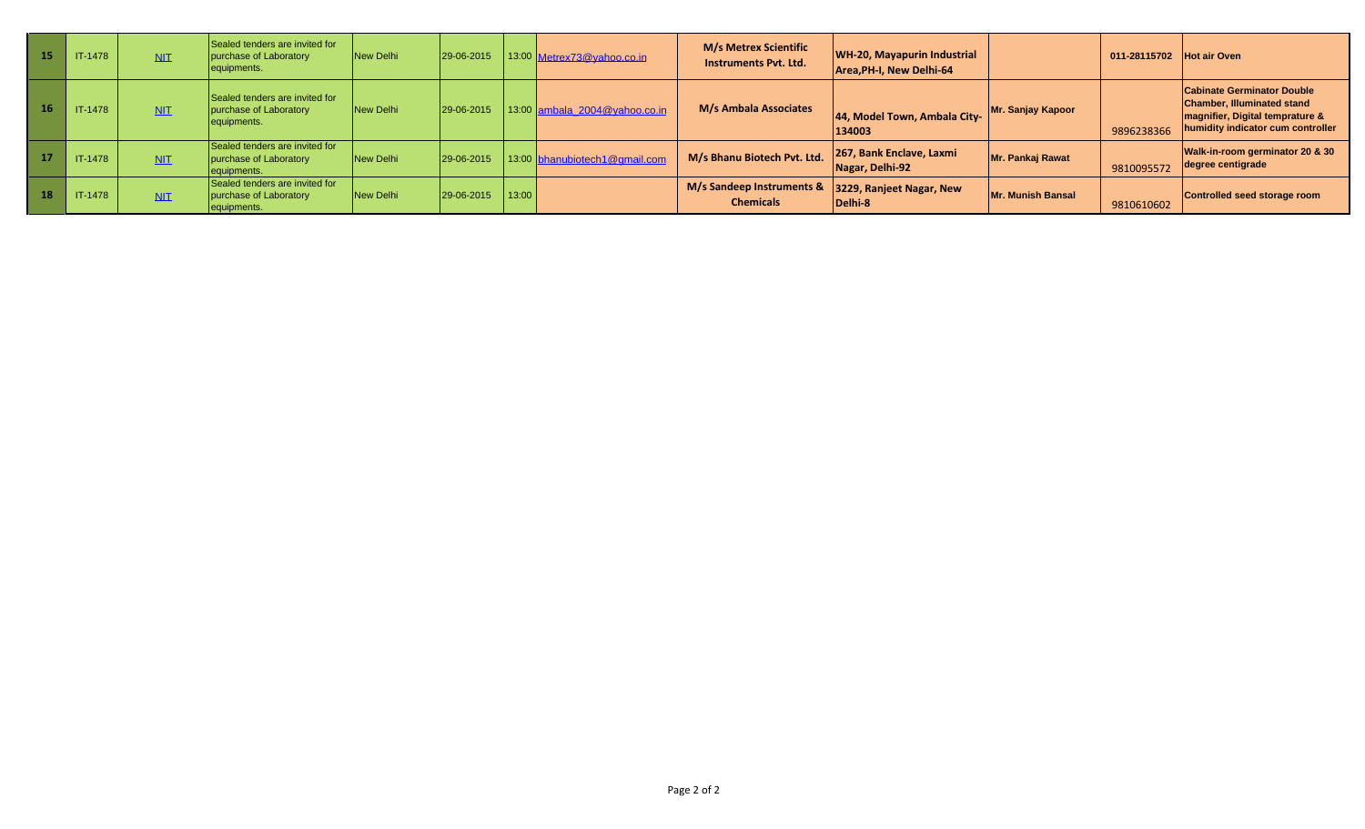| | | | | | | | | | | | | |
|---|---|---|---|---|---|---|---|---|---|---|---|---|
| **15** | IT-1478 | NIT | Sealed tenders are invited for purchase of Laboratory equipments. | New Delhi | 29-06-2015 | 13:00 | Metrex73@yahoo.co.in | **M/s Metrex Scientific Instruments Pvt. Ltd.** | **WH-20, Mayapurin Industrial Area,PH-I, New Delhi-64** | | **011-28115702** | **Hot air Oven** |
| **16** | IT-1478 | NIT | Sealed tenders are invited for purchase of Laboratory equipments. | New Delhi | 29-06-2015 | 13:00 | ambala_2004@yahoo.co.in | **M/s Ambala Associates** | **44, Model Town, Ambala City-134003** | **Mr. Sanjay Kapoor** | 9896238366 | **Cabinate Germinator Double Chamber, Illuminated stand magnifier, Digital temprature & humidity indicator cum controller** |
| **17** | IT-1478 | NIT | Sealed tenders are invited for purchase of Laboratory equipments. | New Delhi | 29-06-2015 | 13:00 | bhanubiotech1@gmail.com | **M/s Bhanu Biotech Pvt. Ltd.** | **267, Bank Enclave, Laxmi Nagar, Delhi-92** | **Mr. Pankaj Rawat** | 9810095572 | **Walk-in-room germinator 20 & 30 degree centigrade** |
| **18** | IT-1478 | NIT | Sealed tenders are invited for purchase of Laboratory equipments. | New Delhi | 29-06-2015 | 13:00 | | **M/s Sandeep Instruments & Chemicals** | **3229, Ranjeet Nagar, New Delhi-8** | **Mr. Munish Bansal** | 9810610602 | **Controlled seed storage room** |